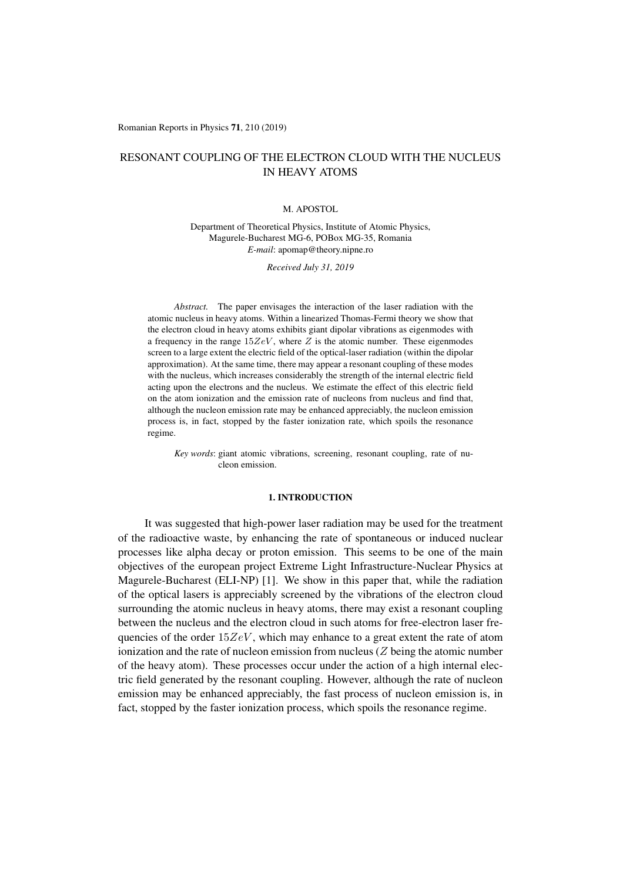# RESONANT COUPLING OF THE ELECTRON CLOUD WITH THE NUCLEUS IN HEAVY ATOMS

M. APOSTOL

Department of Theoretical Physics, Institute of Atomic Physics,
Magurele-Bucharest MG-6, POBox MG-35, Romania
*E-mail*: apomap@theory.nipne.ro

*Received July 31, 2019*

*Abstract.* The paper envisages the interaction of the laser radiation with the atomic nucleus in heavy atoms. Within a linearized Thomas-Fermi theory we show that the electron cloud in heavy atoms exhibits giant dipolar vibrations as eigenmodes with a frequency in the range $15ZeV$, where $Z$ is the atomic number. These eigenmodes screen to a large extent the electric field of the optical-laser radiation (within the dipolar approximation). At the same time, there may appear a resonant coupling of these modes with the nucleus, which increases considerably the strength of the internal electric field acting upon the electrons and the nucleus. We estimate the effect of this electric field on the atom ionization and the emission rate of nucleons from nucleus and find that, although the nucleon emission rate may be enhanced appreciably, the nucleon emission process is, in fact, stopped by the faster ionization rate, which spoils the resonance regime.

*Key words*: giant atomic vibrations, screening, resonant coupling, rate of nucleon emission.

## 1. INTRODUCTION

It was suggested that high-power laser radiation may be used for the treatment of the radioactive waste, by enhancing the rate of spontaneous or induced nuclear processes like alpha decay or proton emission. This seems to be one of the main objectives of the european project Extreme Light Infrastructure-Nuclear Physics at Magurele-Bucharest (ELI-NP) [1]. We show in this paper that, while the radiation of the optical lasers is appreciably screened by the vibrations of the electron cloud surrounding the atomic nucleus in heavy atoms, there may exist a resonant coupling between the nucleus and the electron cloud in such atoms for free-electron laser frequencies of the order $15ZeV$, which may enhance to a great extent the rate of atom ionization and the rate of nucleon emission from nucleus ($Z$ being the atomic number of the heavy atom). These processes occur under the action of a high internal electric field generated by the resonant coupling. However, although the rate of nucleon emission may be enhanced appreciably, the fast process of nucleon emission is, in fact, stopped by the faster ionization process, which spoils the resonance regime.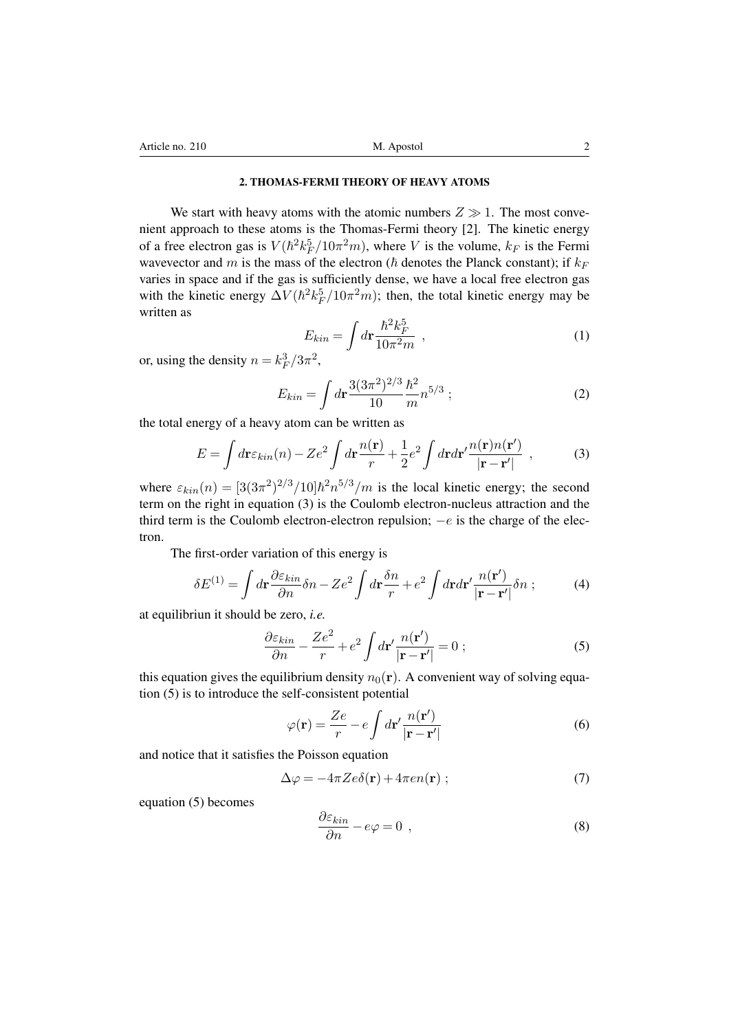## 2. THOMAS-FERMI THEORY OF HEAVY ATOMS

We start with heavy atoms with the atomic numbers $Z \gg 1$. The most convenient approach to these atoms is the Thomas-Fermi theory [2]. The kinetic energy of a free electron gas is $V(\hbar^2 k_F^5/10\pi^2 m)$, where $V$ is the volume, $k_F$ is the Fermi wavevector and $m$ is the mass of the electron ($\hbar$ denotes the Planck constant); if $k_F$ varies in space and if the gas is sufficiently dense, we have a local free electron gas with the kinetic energy $\Delta V(\hbar^2 k_F^5/10\pi^2 m)$; then, the total kinetic energy may be written as

$$E_{kin} = \int d\mathbf{r} \frac{\hbar^2 k_F^5}{10\pi^2 m} \ , \tag{1}$$

or, using the density $n = k_F^3/3\pi^2$,

$$E_{kin} = \int d\mathbf{r} \frac{3(3\pi^2)^{2/3}}{10} \frac{\hbar^2}{m} n^{5/3} \ ; \tag{2}$$

the total energy of a heavy atom can be written as

$$E = \int d\mathbf{r} \varepsilon_{kin}(n) - Ze^2 \int d\mathbf{r} \frac{n(\mathbf{r})}{r} + \frac{1}{2} e^2 \int d\mathbf{r} d\mathbf{r}' \frac{n(\mathbf{r}) n(\mathbf{r}')}{|\mathbf{r} - \mathbf{r}'|} \ , \tag{3}$$

where $\varepsilon_{kin}(n) = [3(3\pi^2)^{2/3}/10]\hbar^2 n^{5/3}/m$ is the local kinetic energy; the second term on the right in equation (3) is the Coulomb electron-nucleus attraction and the third term is the Coulomb electron-electron repulsion; $-e$ is the charge of the electron.

The first-order variation of this energy is

$$\delta E^{(1)} = \int d\mathbf{r} \frac{\partial \varepsilon_{kin}}{\partial n} \delta n - Ze^2 \int d\mathbf{r} \frac{\delta n}{r} + e^2 \int d\mathbf{r} d\mathbf{r}' \frac{n(\mathbf{r}')}{|\mathbf{r} - \mathbf{r}'|} \delta n \ ; \tag{4}$$

at equilibriun it should be zero, *i.e.*

$$\frac{\partial \varepsilon_{kin}}{\partial n} - \frac{Ze^2}{r} + e^2 \int d\mathbf{r}' \frac{n(\mathbf{r}')}{|\mathbf{r} - \mathbf{r}'|} = 0 \ ; \tag{5}$$

this equation gives the equilibrium density $n_0(\mathbf{r})$. A convenient way of solving equation (5) is to introduce the self-consistent potential

$$\varphi(\mathbf{r}) = \frac{Ze}{r} - e \int d\mathbf{r}' \frac{n(\mathbf{r}')}{|\mathbf{r} - \mathbf{r}'|} \tag{6}$$

and notice that it satisfies the Poisson equation

$$\Delta \varphi = -4\pi Ze\delta(\mathbf{r}) + 4\pi en(\mathbf{r}) \ ; \tag{7}$$

equation (5) becomes

$$\frac{\partial \varepsilon_{kin}}{\partial n} - e\varphi = 0 \ , \tag{8}$$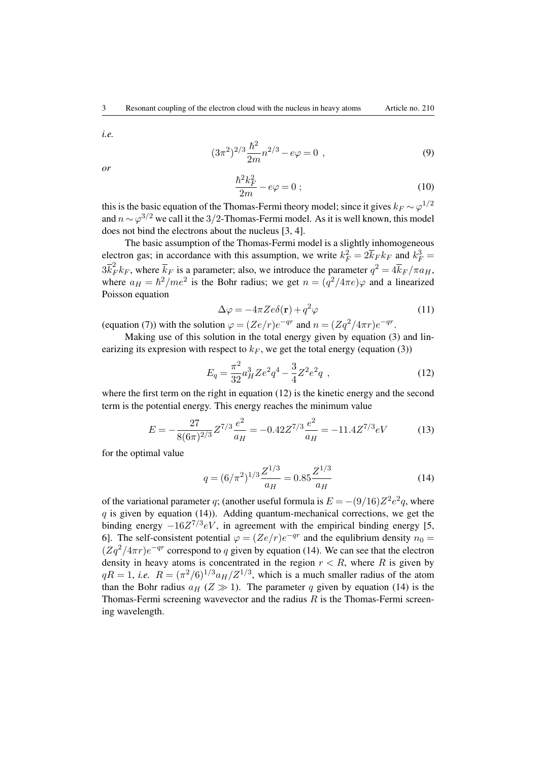*i.e.*

$$(3\pi^2)^{2/3}\frac{\hbar^2}{2m}n^{2/3} - e\varphi = 0 \ , \tag{9}$$

*or*

$$\frac{\hbar^2 k_F^2}{2m} - e\varphi = 0 \ ; \tag{10}$$

this is the basic equation of the Thomas-Fermi theory model; since it gives $k_F \sim \varphi^{1/2}$ and $n \sim \varphi^{3/2}$ we call it the $3/2$-Thomas-Fermi model. As it is well known, this model does not bind the electrons about the nucleus [3, 4].

The basic assumption of the Thomas-Fermi model is a slightly inhomogeneous electron gas; in accordance with this assumption, we write $k_F^2 = 2\overline{k}_F k_F$ and $k_F^3 = 3\overline{k}_F^2 k_F$, where $\overline{k}_F$ is a parameter; also, we introduce the parameter $q^2 = 4\overline{k}_F/\pi a_H$, where $a_H = \hbar^2/me^2$ is the Bohr radius; we get $n = (q^2/4\pi e)\varphi$ and a linearized Poisson equation

$$\Delta\varphi = -4\pi Ze\delta(\mathbf{r}) + q^2\varphi \tag{11}$$

(equation (7)) with the solution $\varphi = (Ze/r)e^{-qr}$ and $n = (Zq^2/4\pi r)e^{-qr}$.

Making use of this solution in the total energy given by equation (3) and linearizing its expresion with respect to $k_F$, we get the total energy (equation (3))

$$E_q = \frac{\pi^2}{32}a_H^3 Ze^2 q^4 - \frac{3}{4}Z^2 e^2 q \ , \tag{12}$$

where the first term on the right in equation (12) is the kinetic energy and the second term is the potential energy. This energy reaches the minimum value

$$E = -\frac{27}{8(6\pi)^{2/3}}Z^{7/3}\frac{e^2}{a_H} = -0.42Z^{7/3}\frac{e^2}{a_H} = -11.4Z^{7/3}eV \tag{13}$$

for the optimal value

$$q = (6/\pi^2)^{1/3}\frac{Z^{1/3}}{a_H} = 0.85\frac{Z^{1/3}}{a_H} \tag{14}$$

of the variational parameter $q$; (another useful formula is $E = -(9/16)Z^2e^2q$, where $q$ is given by equation (14)). Adding quantum-mechanical corrections, we get the binding energy $-16Z^{7/3}eV$, in agreement with the empirical binding energy [5, 6]. The self-consistent potential $\varphi = (Ze/r)e^{-qr}$ and the equlibrium density $n_0 = (Zq^2/4\pi r)e^{-qr}$ correspond to $q$ given by equation (14). We can see that the electron density in heavy atoms is concentrated in the region $r < R$, where $R$ is given by $qR = 1$, *i.e.* $R = (\pi^2/6)^{1/3}a_H/Z^{1/3}$, which is a much smaller radius of the atom than the Bohr radius $a_H$ ($Z \gg 1$). The parameter $q$ given by equation (14) is the Thomas-Fermi screening wavevector and the radius $R$ is the Thomas-Fermi screening wavelength.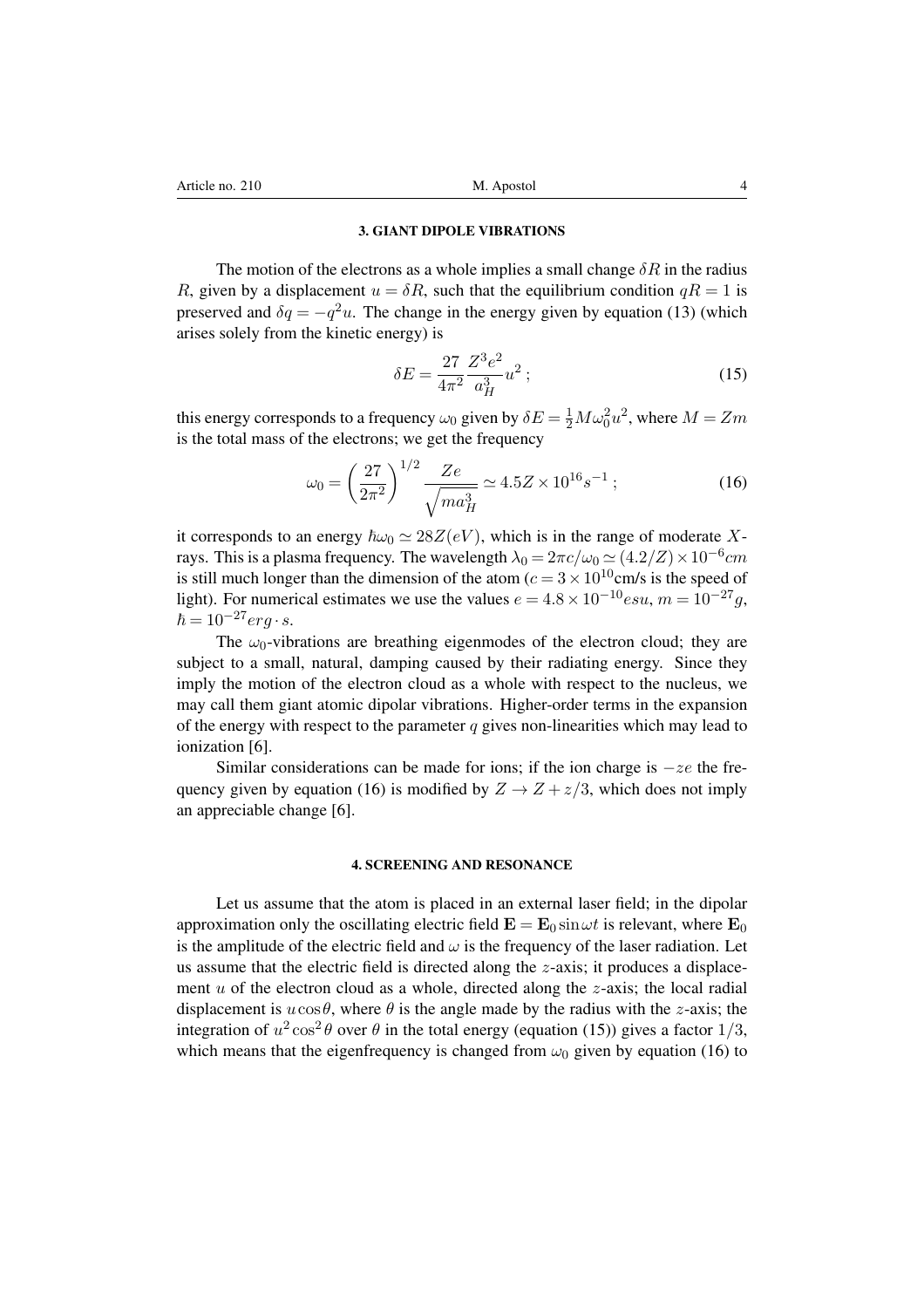### 3. GIANT DIPOLE VIBRATIONS

The motion of the electrons as a whole implies a small change $\delta R$ in the radius $R$, given by a displacement $u = \delta R$, such that the equilibrium condition $qR = 1$ is preserved and $\delta q = -q^2 u$. The change in the energy given by equation (13) (which arises solely from the kinetic energy) is

$$\delta E = \frac{27}{4\pi^2} \frac{Z^3 e^2}{a_H^3} u^2 \; ; \tag{15}$$

this energy corresponds to a frequency $\omega_0$ given by $\delta E = \frac{1}{2} M \omega_0^2 u^2$, where $M = Zm$ is the total mass of the electrons; we get the frequency

$$\omega_0 = \left( \frac{27}{2\pi^2} \right)^{1/2} \frac{Ze}{\sqrt{m a_H^3}} \simeq 4.5Z \times 10^{16} s^{-1} \; ; \tag{16}$$

it corresponds to an energy $\hbar\omega_0 \simeq 28Z(eV)$, which is in the range of moderate $X$-rays. This is a plasma frequency. The wavelength $\lambda_0 = 2\pi c/\omega_0 \simeq (4.2/Z) \times 10^{-6} cm$ is still much longer than the dimension of the atom ($c = 3 \times 10^{10}$cm/s is the speed of light). For numerical estimates we use the values $e = 4.8 \times 10^{-10} esu$, $m = 10^{-27} g$, $\hbar = 10^{-27} erg \cdot s$.

The $\omega_0$-vibrations are breathing eigenmodes of the electron cloud; they are subject to a small, natural, damping caused by their radiating energy. Since they imply the motion of the electron cloud as a whole with respect to the nucleus, we may call them giant atomic dipolar vibrations. Higher-order terms in the expansion of the energy with respect to the parameter $q$ gives non-linearities which may lead to ionization [6].

Similar considerations can be made for ions; if the ion charge is $-ze$ the frequency given by equation (16) is modified by $Z \rightarrow Z + z/3$, which does not imply an appreciable change [6].

### 4. SCREENING AND RESONANCE

Let us assume that the atom is placed in an external laser field; in the dipolar approximation only the oscillating electric field $\mathbf{E} = \mathbf{E}_0 \sin\omega t$ is relevant, where $\mathbf{E}_0$ is the amplitude of the electric field and $\omega$ is the frequency of the laser radiation. Let us assume that the electric field is directed along the $z$-axis; it produces a displacement $u$ of the electron cloud as a whole, directed along the $z$-axis; the local radial displacement is $u\cos\theta$, where $\theta$ is the angle made by the radius with the $z$-axis; the integration of $u^2\cos^2\theta$ over $\theta$ in the total energy (equation (15)) gives a factor $1/3$, which means that the eigenfrequency is changed from $\omega_0$ given by equation (16) to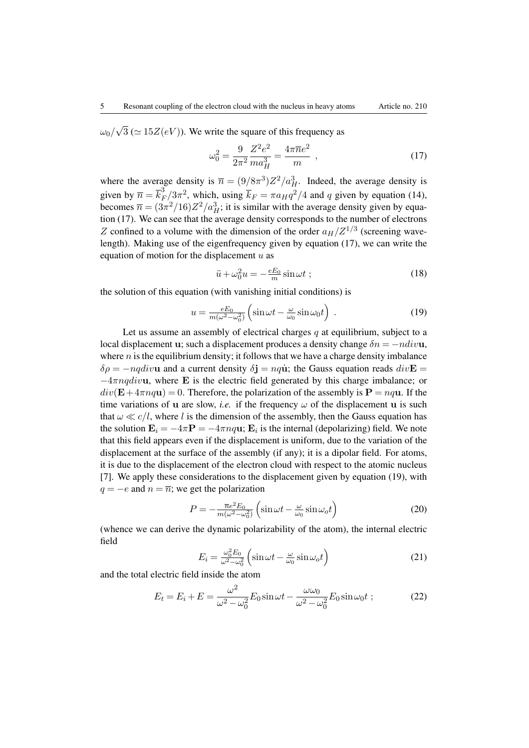$\omega_0/\sqrt{3}$ ($\simeq 15Z(eV)$). We write the square of this frequency as

$$\omega_0^2 = \frac{9}{2\pi^2}\frac{Z^2e^2}{ma_H^3} = \frac{4\pi\overline{n}e^2}{m} \ , \tag{17}$$

where the average density is $\overline{n} = (9/8\pi^3)Z^2/a_H^3$. Indeed, the average density is given by $\overline{n} = \overline{k}_F^3/3\pi^2$, which, using $\overline{k}_F = \pi a_H q^2/4$ and $q$ given by equation (14), becomes $\overline{n} = (3\pi^2/16)Z^2/a_H^3$; it is similar with the average density given by equation (17). We can see that the average density corresponds to the number of electrons $Z$ confined to a volume with the dimension of the order $a_H/Z^{1/3}$ (screening wavelength). Making use of the eigenfrequency given by equation (17), we can write the equation of motion for the displacement $u$ as

$$\ddot{u} + \omega_0^2 u = -\tfrac{eE_0}{m}\sin\omega t \ ; \tag{18}$$

the solution of this equation (with vanishing initial conditions) is

$$u = \tfrac{eE_0}{m(\omega^2-\omega_0^2)}\left(\sin\omega t - \tfrac{\omega}{\omega_0}\sin\omega_0 t\right) \ . \tag{19}$$

Let us assume an assembly of electrical charges $q$ at equilibrium, subject to a local displacement $\mathbf{u}$; such a displacement produces a density change $\delta n = -ndiv\mathbf{u}$, where $n$ is the equilibrium density; it follows that we have a charge density imbalance $\delta\rho = -nqdiv\mathbf{u}$ and a current density $\delta\mathbf{j} = nq\dot{\mathbf{u}}$; the Gauss equation reads $div\mathbf{E} = -4\pi nqdiv\mathbf{u}$, where $\mathbf{E}$ is the electric field generated by this charge imbalance; or $div(\mathbf{E} + 4\pi nq\mathbf{u}) = 0$. Therefore, the polarization of the assembly is $\mathbf{P} = nq\mathbf{u}$. If the time variations of $\mathbf{u}$ are slow, *i.e.* if the frequency $\omega$ of the displacement $\mathbf{u}$ is such that $\omega \ll c/l$, where $l$ is the dimension of the assembly, then the Gauss equation has the solution $\mathbf{E}_i = -4\pi\mathbf{P} = -4\pi nq\mathbf{u}$; $\mathbf{E}_i$ is the internal (depolarizing) field. We note that this field appears even if the displacement is uniform, due to the variation of the displacement at the surface of the assembly (if any); it is a dipolar field. For atoms, it is due to the displacement of the electron cloud with respect to the atomic nucleus [7]. We apply these considerations to the displacement given by equation (19), with $q = -e$ and $n = \overline{n}$; we get the polarization

$$P = -\tfrac{\overline{n}e^2E_0}{m(\omega^2-\omega_0^2)}\left(\sin\omega t - \tfrac{\omega}{\omega_0}\sin\omega_o t\right) \tag{20}$$

(whence we can derive the dynamic polarizability of the atom), the internal electric field

$$E_i = \tfrac{\omega_0^2 E_0}{\omega^2-\omega_0^2}\left(\sin\omega t - \tfrac{\omega}{\omega_0}\sin\omega_o t\right) \tag{21}$$

and the total electric field inside the atom

$$E_t = E_i + E = \frac{\omega^2}{\omega^2-\omega_0^2}E_0\sin\omega t - \frac{\omega\omega_0}{\omega^2-\omega_0^2}E_0\sin\omega_0 t \ ; \tag{22}$$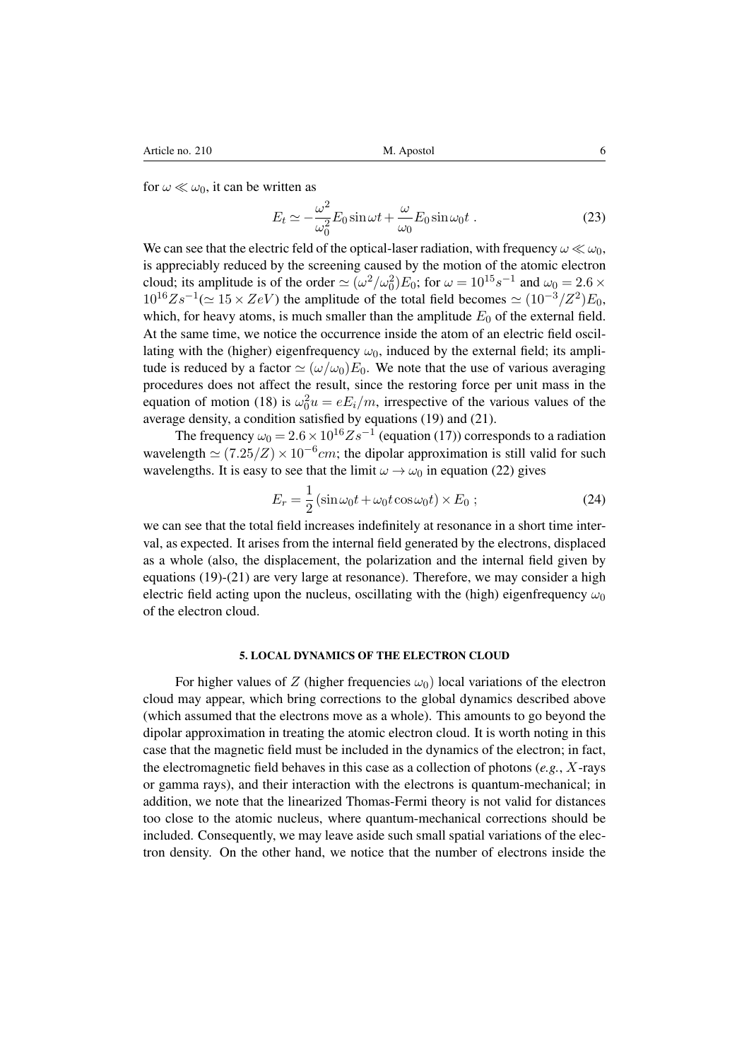for $\omega \ll \omega_0$, it can be written as

$$E_t \simeq -\frac{\omega^2}{\omega_0^2} E_0 \sin \omega t + \frac{\omega}{\omega_0} E_0 \sin \omega_0 t \ . \tag{23}$$

We can see that the electric feld of the optical-laser radiation, with frequency $\omega \ll \omega_0$, is appreciably reduced by the screening caused by the motion of the atomic electron cloud; its amplitude is of the order $\simeq (\omega^2/\omega_0^2)E_0$; for $\omega = 10^{15} s^{-1}$ and $\omega_0 = 2.6 \times 10^{16} Z s^{-1} (\simeq 15 \times ZeV)$ the amplitude of the total field becomes $\simeq (10^{-3}/Z^2)E_0$, which, for heavy atoms, is much smaller than the amplitude $E_0$ of the external field. At the same time, we notice the occurrence inside the atom of an electric field oscillating with the (higher) eigenfrequency $\omega_0$, induced by the external field; its amplitude is reduced by a factor $\simeq (\omega/\omega_0)E_0$. We note that the use of various averaging procedures does not affect the result, since the restoring force per unit mass in the equation of motion (18) is $\omega_0^2 u = eE_i/m$, irrespective of the various values of the average density, a condition satisfied by equations (19) and (21).

The frequency $\omega_0 = 2.6 \times 10^{16} Z s^{-1}$ (equation (17)) corresponds to a radiation wavelength $\simeq (7.25/Z) \times 10^{-6} cm$; the dipolar approximation is still valid for such wavelengths. It is easy to see that the limit $\omega \to \omega_0$ in equation (22) gives

$$E_r = \frac{1}{2} (\sin \omega_0 t + \omega_0 t \cos \omega_0 t) \times E_0 \ ; \tag{24}$$

we can see that the total field increases indefinitely at resonance in a short time interval, as expected. It arises from the internal field generated by the electrons, displaced as a whole (also, the displacement, the polarization and the internal field given by equations (19)-(21) are very large at resonance). Therefore, we may consider a high electric field acting upon the nucleus, oscillating with the (high) eigenfrequency $\omega_0$ of the electron cloud.

## 5. LOCAL DYNAMICS OF THE ELECTRON CLOUD

For higher values of $Z$ (higher frequencies $\omega_0$) local variations of the electron cloud may appear, which bring corrections to the global dynamics described above (which assumed that the electrons move as a whole). This amounts to go beyond the dipolar approximation in treating the atomic electron cloud. It is worth noting in this case that the magnetic field must be included in the dynamics of the electron; in fact, the electromagnetic field behaves in this case as a collection of photons (*e.g.*, $X$-rays or gamma rays), and their interaction with the electrons is quantum-mechanical; in addition, we note that the linearized Thomas-Fermi theory is not valid for distances too close to the atomic nucleus, where quantum-mechanical corrections should be included. Consequently, we may leave aside such small spatial variations of the electron density. On the other hand, we notice that the number of electrons inside the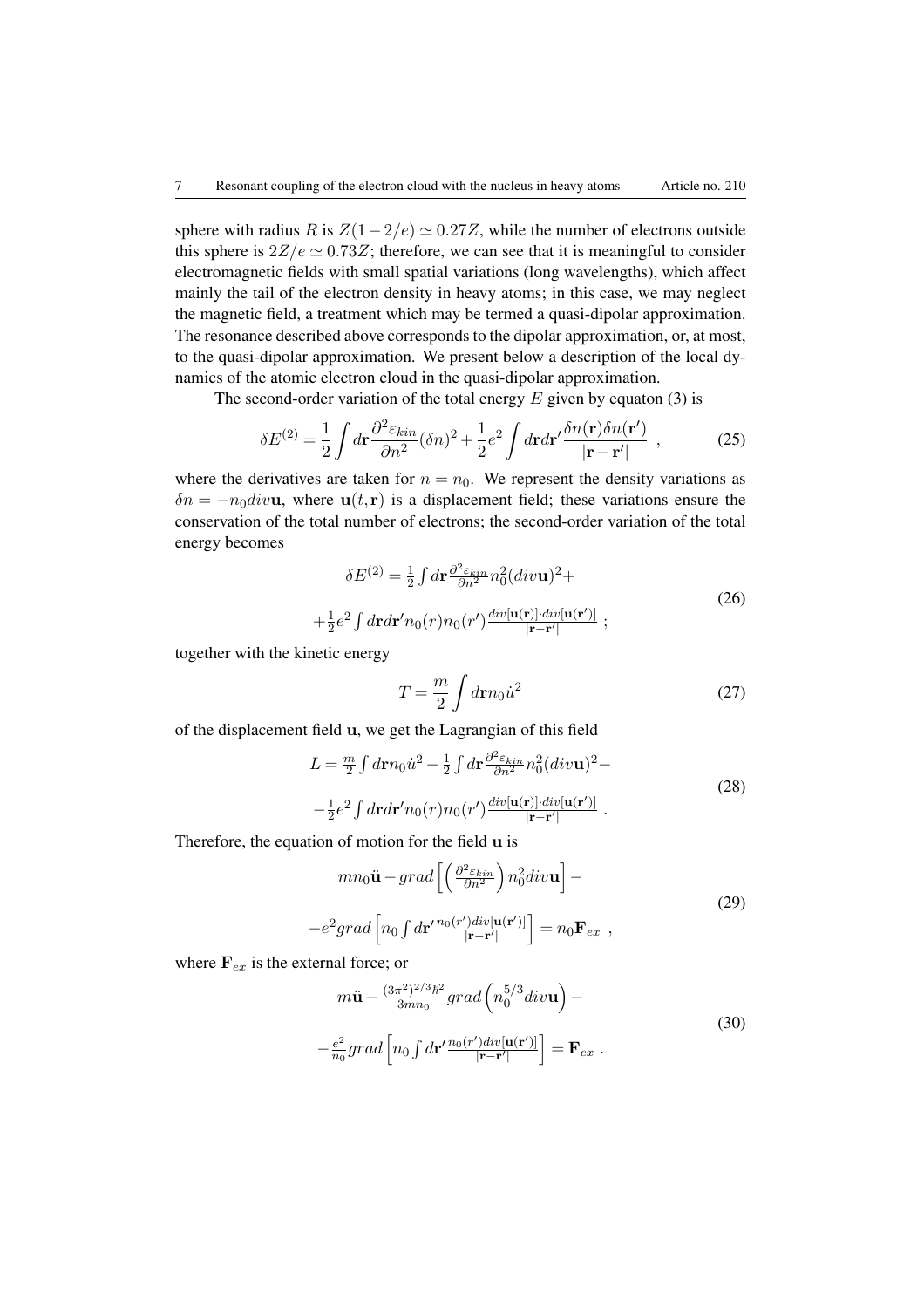sphere with radius $R$ is $Z(1-2/e) \simeq 0.27Z$, while the number of electrons outside this sphere is $2Z/e \simeq 0.73Z$; therefore, we can see that it is meaningful to consider electromagnetic fields with small spatial variations (long wavelengths), which affect mainly the tail of the electron density in heavy atoms; in this case, we may neglect the magnetic field, a treatment which may be termed a quasi-dipolar approximation. The resonance described above corresponds to the dipolar approximation, or, at most, to the quasi-dipolar approximation. We present below a description of the local dynamics of the atomic electron cloud in the quasi-dipolar approximation.

The second-order variation of the total energy $E$ given by equaton (3) is

$$\delta E^{(2)} = \frac{1}{2}\int d\mathbf{r}\frac{\partial^2 \varepsilon_{kin}}{\partial n^2}(\delta n)^2 + \frac{1}{2}e^2\int d\mathbf{r}d\mathbf{r}'\frac{\delta n(\mathbf{r})\delta n(\mathbf{r}')}{|\mathbf{r}-\mathbf{r}'|} \ , \tag{25}$$

where the derivatives are taken for $n = n_0$. We represent the density variations as $\delta n = -n_0 div\mathbf{u}$, where $\mathbf{u}(t,\mathbf{r})$ is a displacement field; these variations ensure the conservation of the total number of electrons; the second-order variation of the total energy becomes

$$\begin{gathered}\delta E^{(2)} = \tfrac{1}{2}\int d\mathbf{r}\tfrac{\partial^2 \varepsilon_{kin}}{\partial n^2}n_0^2(div\mathbf{u})^2 + \\ +\tfrac{1}{2}e^2\int d\mathbf{r}d\mathbf{r}' n_0(r)n_0(r')\tfrac{div[\mathbf{u}(\mathbf{r})]\cdot div[\mathbf{u}(\mathbf{r}')]}{|\mathbf{r}-\mathbf{r}'|} \ ;\end{gathered} \tag{26}$$

together with the kinetic energy

$$T = \frac{m}{2}\int d\mathbf{r}n_0\dot{u}^2 \tag{27}$$

of the displacement field $\mathbf{u}$, we get the Lagrangian of this field

$$\begin{gathered}L = \tfrac{m}{2}\int d\mathbf{r}n_0\dot{u}^2 - \tfrac{1}{2}\int d\mathbf{r}\tfrac{\partial^2 \varepsilon_{kin}}{\partial n^2}n_0^2(div\mathbf{u})^2 - \\ -\tfrac{1}{2}e^2\int d\mathbf{r}d\mathbf{r}' n_0(r)n_0(r')\tfrac{div[\mathbf{u}(\mathbf{r})]\cdot div[\mathbf{u}(\mathbf{r}')]}{|\mathbf{r}-\mathbf{r}'|} \ .\end{gathered} \tag{28}$$

Therefore, the equation of motion for the field $\mathbf{u}$ is

$$\begin{gathered}mn_0\ddot{\mathbf{u}} - grad\left[\left(\tfrac{\partial^2 \varepsilon_{kin}}{\partial n^2}\right)n_0^2 div\mathbf{u}\right] - \\ -e^2 grad\left[n_0\int d\mathbf{r}'\tfrac{n_0(r')div[\mathbf{u}(\mathbf{r}')]}{|\mathbf{r}-\mathbf{r}'|}\right] = n_0\mathbf{F}_{ex} \ ,\end{gathered} \tag{29}$$

where $\mathbf{F}_{ex}$ is the external force; or

$$\begin{gathered}m\ddot{\mathbf{u}} - \tfrac{(3\pi^2)^{2/3}\hbar^2}{3mn_0}grad\left(n_0^{5/3}div\mathbf{u}\right) - \\ -\tfrac{e^2}{n_0}grad\left[n_0\int d\mathbf{r}'\tfrac{n_0(r')div[\mathbf{u}(\mathbf{r}')]}{|\mathbf{r}-\mathbf{r}'|}\right] = \mathbf{F}_{ex} \ .\end{gathered} \tag{30}$$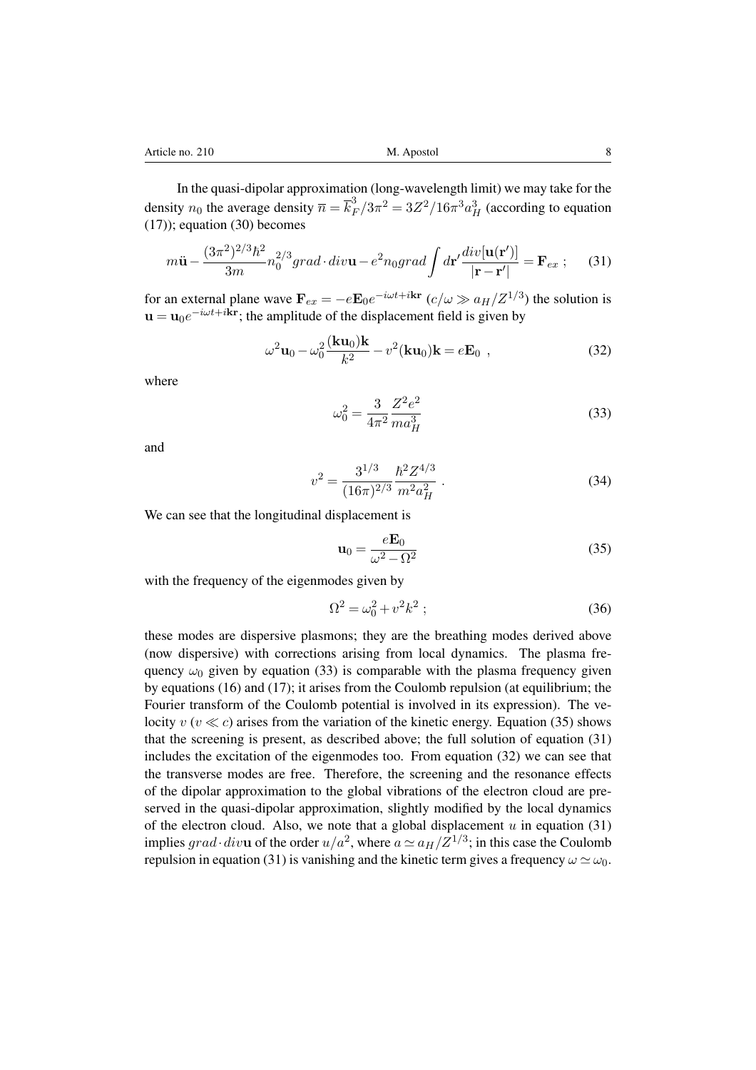In the quasi-dipolar approximation (long-wavelength limit) we may take for the density $n_0$ the average density $\overline{n} = \overline{k}_F^3/3\pi^2 = 3Z^2/16\pi^3 a_H^3$ (according to equation (17)); equation (30) becomes

$$m\ddot{\mathbf{u}} - \frac{(3\pi^2)^{2/3}\hbar^2}{3m} n_0^{2/3} grad \cdot div\mathbf{u} - e^2 n_0 grad \int d\mathbf{r}' \frac{div[\mathbf{u}(\mathbf{r}')]}{|\mathbf{r}-\mathbf{r}'|} = \mathbf{F}_{ex} \; ; \tag{31}$$

for an external plane wave $\mathbf{F}_{ex} = -e\mathbf{E}_0 e^{-i\omega t + i\mathbf{kr}}$ ($c/\omega \gg a_H/Z^{1/3}$) the solution is $\mathbf{u} = \mathbf{u}_0 e^{-i\omega t + i\mathbf{kr}}$; the amplitude of the displacement field is given by

$$\omega^2 \mathbf{u}_0 - \omega_0^2 \frac{(\mathbf{ku}_0)\mathbf{k}}{k^2} - v^2 (\mathbf{ku}_0)\mathbf{k} = e\mathbf{E}_0 \; , \tag{32}$$

where

$$\omega_0^2 = \frac{3}{4\pi^2} \frac{Z^2 e^2}{m a_H^3} \tag{33}$$

and

$$v^2 = \frac{3^{1/3}}{(16\pi)^{2/3}} \frac{\hbar^2 Z^{4/3}}{m^2 a_H^2} \; . \tag{34}$$

We can see that the longitudinal displacement is

$$\mathbf{u}_0 = \frac{e\mathbf{E}_0}{\omega^2 - \Omega^2} \tag{35}$$

with the frequency of the eigenmodes given by

$$\Omega^2 = \omega_0^2 + v^2 k^2 \; ; \tag{36}$$

these modes are dispersive plasmons; they are the breathing modes derived above (now dispersive) with corrections arising from local dynamics. The plasma frequency $\omega_0$ given by equation (33) is comparable with the plasma frequency given by equations (16) and (17); it arises from the Coulomb repulsion (at equilibrium; the Fourier transform of the Coulomb potential is involved in its expression). The velocity $v$ ($v \ll c$) arises from the variation of the kinetic energy. Equation (35) shows that the screening is present, as described above; the full solution of equation (31) includes the excitation of the eigenmodes too. From equation (32) we can see that the transverse modes are free. Therefore, the screening and the resonance effects of the dipolar approximation to the global vibrations of the electron cloud are preserved in the quasi-dipolar approximation, slightly modified by the local dynamics of the electron cloud. Also, we note that a global displacement $u$ in equation (31) implies $grad \cdot div\mathbf{u}$ of the order $u/a^2$, where $a \simeq a_H/Z^{1/3}$; in this case the Coulomb repulsion in equation (31) is vanishing and the kinetic term gives a frequency $\omega \simeq \omega_0$.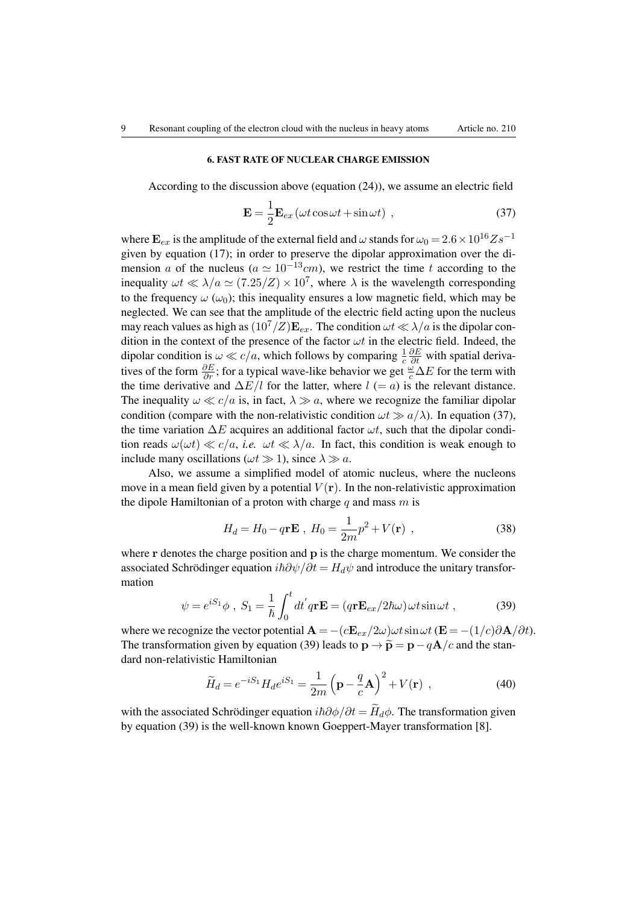## 6. FAST RATE OF NUCLEAR CHARGE EMISSION

According to the discussion above (equation (24)), we assume an electric field

$$\mathbf{E} = \frac{1}{2}\mathbf{E}_{ex}\left(\omega t \cos\omega t + \sin\omega t\right) \ , \tag{37}$$

where $\mathbf{E}_{ex}$ is the amplitude of the external field and $\omega$ stands for $\omega_0 = 2.6\times10^{16}Zs^{-1}$ given by equation (17); in order to preserve the dipolar approximation over the dimension $a$ of the nucleus ($a \simeq 10^{-13}cm$), we restrict the time $t$ according to the inequality $\omega t \ll \lambda/a \simeq (7.25/Z)\times10^{7}$, where $\lambda$ is the wavelength corresponding to the frequency $\omega$ ($\omega_0$); this inequality ensures a low magnetic field, which may be neglected. We can see that the amplitude of the electric field acting upon the nucleus may reach values as high as $(10^7/Z)\mathbf{E}_{ex}$. The condition $\omega t \ll \lambda/a$ is the dipolar condition in the context of the presence of the factor $\omega t$ in the electric field. Indeed, the dipolar condition is $\omega \ll c/a$, which follows by comparing $\frac{1}{c}\frac{\partial E}{\partial t}$ with spatial derivatives of the form $\frac{\partial E}{\partial r}$; for a typical wave-like behavior we get $\frac{\omega}{c}\Delta E$ for the term with the time derivative and $\Delta E/l$ for the latter, where $l$ $(= a)$ is the relevant distance. The inequality $\omega \ll c/a$ is, in fact, $\lambda \gg a$, where we recognize the familiar dipolar condition (compare with the non-relativistic condition $\omega t \gg a/\lambda$). In equation (37), the time variation $\Delta E$ acquires an additional factor $\omega t$, such that the dipolar condition reads $\omega(\omega t) \ll c/a$, *i.e.* $\omega t \ll \lambda/a$. In fact, this condition is weak enough to include many oscillations ($\omega t \gg 1$), since $\lambda \gg a$.

Also, we assume a simplified model of atomic nucleus, where the nucleons move in a mean field given by a potential $V(\mathbf{r})$. In the non-relativistic approximation the dipole Hamiltonian of a proton with charge $q$ and mass $m$ is

$$H_d = H_0 - q\mathbf{r}\mathbf{E} \ , \ H_0 = \frac{1}{2m}p^2 + V(\mathbf{r}) \ , \tag{38}$$

where $\mathbf{r}$ denotes the charge position and $\mathbf{p}$ is the charge momentum. We consider the associated Schrödinger equation $i\hbar\partial\psi/\partial t = H_d\psi$ and introduce the unitary transformation

$$\psi = e^{iS_1}\phi \ , \ S_1 = \frac{1}{\hbar}\int_0^t dt' q\mathbf{r}\mathbf{E} = (q\mathbf{r}\mathbf{E}_{ex}/2\hbar\omega)\omega t \sin\omega t \ , \tag{39}$$

where we recognize the vector potential $\mathbf{A} = -(c\mathbf{E}_{ex}/2\omega)\omega t\sin\omega t$ ($\mathbf{E} = -(1/c)\partial\mathbf{A}/\partial t$). The transformation given by equation (39) leads to $\mathbf{p} \rightarrow \widetilde{\mathbf{p}} = \mathbf{p} - q\mathbf{A}/c$ and the standard non-relativistic Hamiltonian

$$\widetilde{H}_d = e^{-iS_1}H_d e^{iS_1} = \frac{1}{2m}\left(\mathbf{p} - \frac{q}{c}\mathbf{A}\right)^2 + V(\mathbf{r}) \ , \tag{40}$$

with the associated Schrödinger equation $i\hbar\partial\phi/\partial t = \widetilde{H}_d\phi$. The transformation given by equation (39) is the well-known known Goeppert-Mayer transformation [8].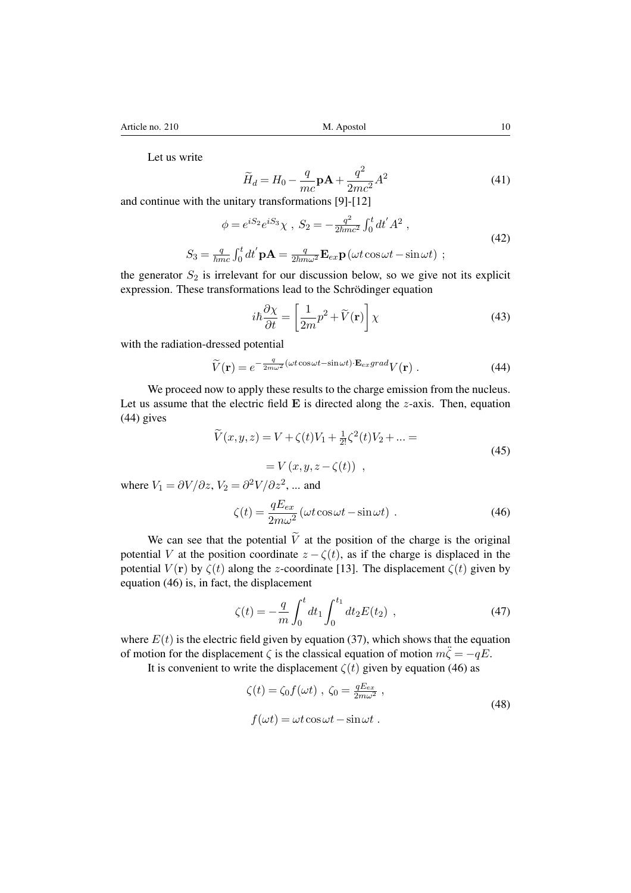Let us write

$$\widetilde{H}_d = H_0 - \frac{q}{mc}\mathbf{p}\mathbf{A} + \frac{q^2}{2mc^2}A^2 \tag{41}$$

and continue with the unitary transformations [9]-[12]

$$\begin{gathered}
\phi = e^{iS_2}e^{iS_3}\chi \ , \ S_2 = -\frac{q^2}{2\hbar mc^2}\int_0^t dt^{'} A^2 \ , \\
S_3 = \frac{q}{\hbar mc}\int_0^t dt^{'}\mathbf{p}\mathbf{A} = \frac{q}{2\hbar m\omega^2}\mathbf{E}_{ex}\mathbf{p}\left(\omega t\cos\omega t - \sin\omega t\right) \ ;
\end{gathered} \tag{42}$$

the generator $S_2$ is irrelevant for our discussion below, so we give not its explicit expression. These transformations lead to the Schrödinger equation

$$i\hbar\frac{\partial\chi}{\partial t} = \left[\frac{1}{2m}p^2 + \widetilde{V}(\mathbf{r})\right]\chi \tag{43}$$

with the radiation-dressed potential

$$\widetilde{V}(\mathbf{r}) = e^{-\frac{q}{2m\omega^2}(\omega t\cos\omega t - \sin\omega t)\cdot\mathbf{E}_{ex}grad}V(\mathbf{r}) \ . \tag{44}$$

We proceed now to apply these results to the charge emission from the nucleus. Let us assume that the electric field $\mathbf{E}$ is directed along the $z$-axis. Then, equation (44) gives

$$\begin{gathered}
\widetilde{V}(x,y,z) = V + \zeta(t)V_1 + \tfrac{1}{2!}\zeta^2(t)V_2 + ... = \\
= V\left(x,y,z-\zeta(t)\right) \ ,
\end{gathered} \tag{45}$$

where $V_1 = \partial V/\partial z$, $V_2 = \partial^2 V/\partial z^2$, ... and

$$\zeta(t) = \frac{qE_{ex}}{2m\omega^2}\left(\omega t\cos\omega t - \sin\omega t\right) \ . \tag{46}$$

We can see that the potential $\widetilde{V}$ at the position of the charge is the original potential $V$ at the position coordinate $z-\zeta(t)$, as if the charge is displaced in the potential $V(\mathbf{r})$ by $\zeta(t)$ along the $z$-coordinate [13]. The displacement $\zeta(t)$ given by equation (46) is, in fact, the displacement

$$\zeta(t) = -\frac{q}{m}\int_0^t dt_1\int_0^{t_1} dt_2 E(t_2) \ , \tag{47}$$

where $E(t)$ is the electric field given by equation (37), which shows that the equation of motion for the displacement $\zeta$ is the classical equation of motion $m\ddot{\zeta} = -qE$.

It is convenient to write the displacement $\zeta(t)$ given by equation (46) as

$$\begin{gathered}
\zeta(t) = \zeta_0 f(\omega t) \ , \ \zeta_0 = \frac{qE_{ex}}{2m\omega^2} \ , \\
f(\omega t) = \omega t\cos\omega t - \sin\omega t \ .
\end{gathered} \tag{48}$$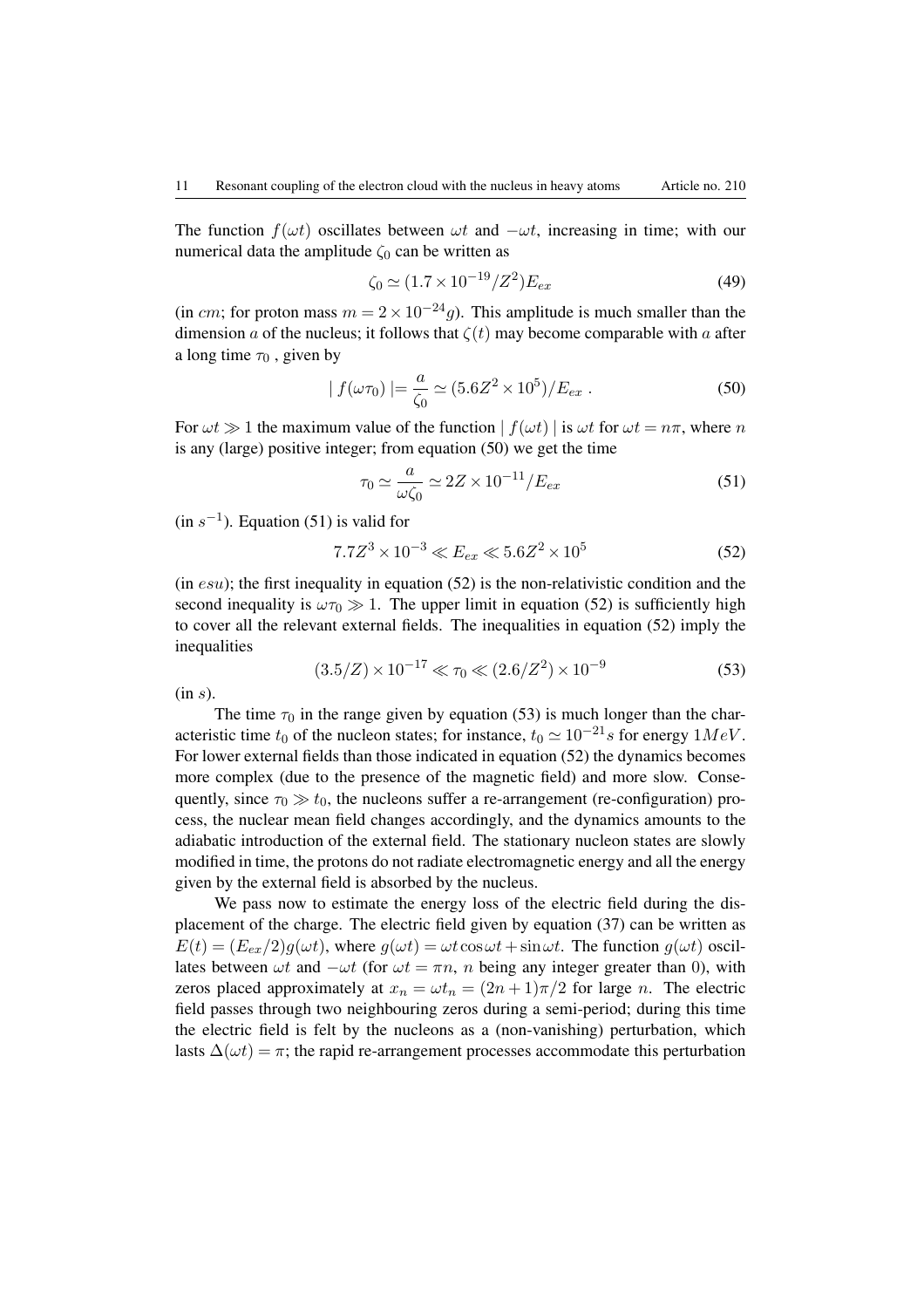The function $f(\omega t)$ oscillates between $\omega t$ and $-\omega t$, increasing in time; with our numerical data the amplitude $\zeta_0$ can be written as

$$\zeta_0 \simeq (1.7 \times 10^{-19}/Z^2)E_{ex} \tag{49}$$

(in $cm$; for proton mass $m = 2 \times 10^{-24}g$). This amplitude is much smaller than the dimension $a$ of the nucleus; it follows that $\zeta(t)$ may become comparable with $a$ after a long time $\tau_0$ , given by

$$\mid f(\omega\tau_0) \mid = \frac{a}{\zeta_0} \simeq (5.6Z^2 \times 10^5)/E_{ex} \; . \tag{50}$$

For $\omega t \gg 1$ the maximum value of the function $\mid f(\omega t) \mid$ is $\omega t$ for $\omega t = n\pi$, where $n$ is any (large) positive integer; from equation (50) we get the time

$$\tau_0 \simeq \frac{a}{\omega\zeta_0} \simeq 2Z \times 10^{-11}/E_{ex} \tag{51}$$

(in $s^{-1}$). Equation (51) is valid for

$$7.7Z^3 \times 10^{-3} \ll E_{ex} \ll 5.6Z^2 \times 10^5 \tag{52}$$

(in $esu$); the first inequality in equation (52) is the non-relativistic condition and the second inequality is $\omega\tau_0 \gg 1$. The upper limit in equation (52) is sufficiently high to cover all the relevant external fields. The inequalities in equation (52) imply the inequalities

$$(3.5/Z) \times 10^{-17} \ll \tau_0 \ll (2.6/Z^2) \times 10^{-9} \tag{53}$$

(in $s$).

The time $\tau_0$ in the range given by equation (53) is much longer than the characteristic time $t_0$ of the nucleon states; for instance, $t_0 \simeq 10^{-21}s$ for energy $1MeV$. For lower external fields than those indicated in equation (52) the dynamics becomes more complex (due to the presence of the magnetic field) and more slow. Consequently, since $\tau_0 \gg t_0$, the nucleons suffer a re-arrangement (re-configuration) process, the nuclear mean field changes accordingly, and the dynamics amounts to the adiabatic introduction of the external field. The stationary nucleon states are slowly modified in time, the protons do not radiate electromagnetic energy and all the energy given by the external field is absorbed by the nucleus.

We pass now to estimate the energy loss of the electric field during the displacement of the charge. The electric field given by equation (37) can be written as $E(t) = (E_{ex}/2)g(\omega t)$, where $g(\omega t) = \omega t \cos\omega t + \sin\omega t$. The function $g(\omega t)$ oscillates between $\omega t$ and $-\omega t$ (for $\omega t = \pi n$, $n$ being any integer greater than 0), with zeros placed approximately at $x_n = \omega t_n = (2n+1)\pi/2$ for large $n$. The electric field passes through two neighbouring zeros during a semi-period; during this time the electric field is felt by the nucleons as a (non-vanishing) perturbation, which lasts $\Delta(\omega t) = \pi$; the rapid re-arrangement processes accommodate this perturbation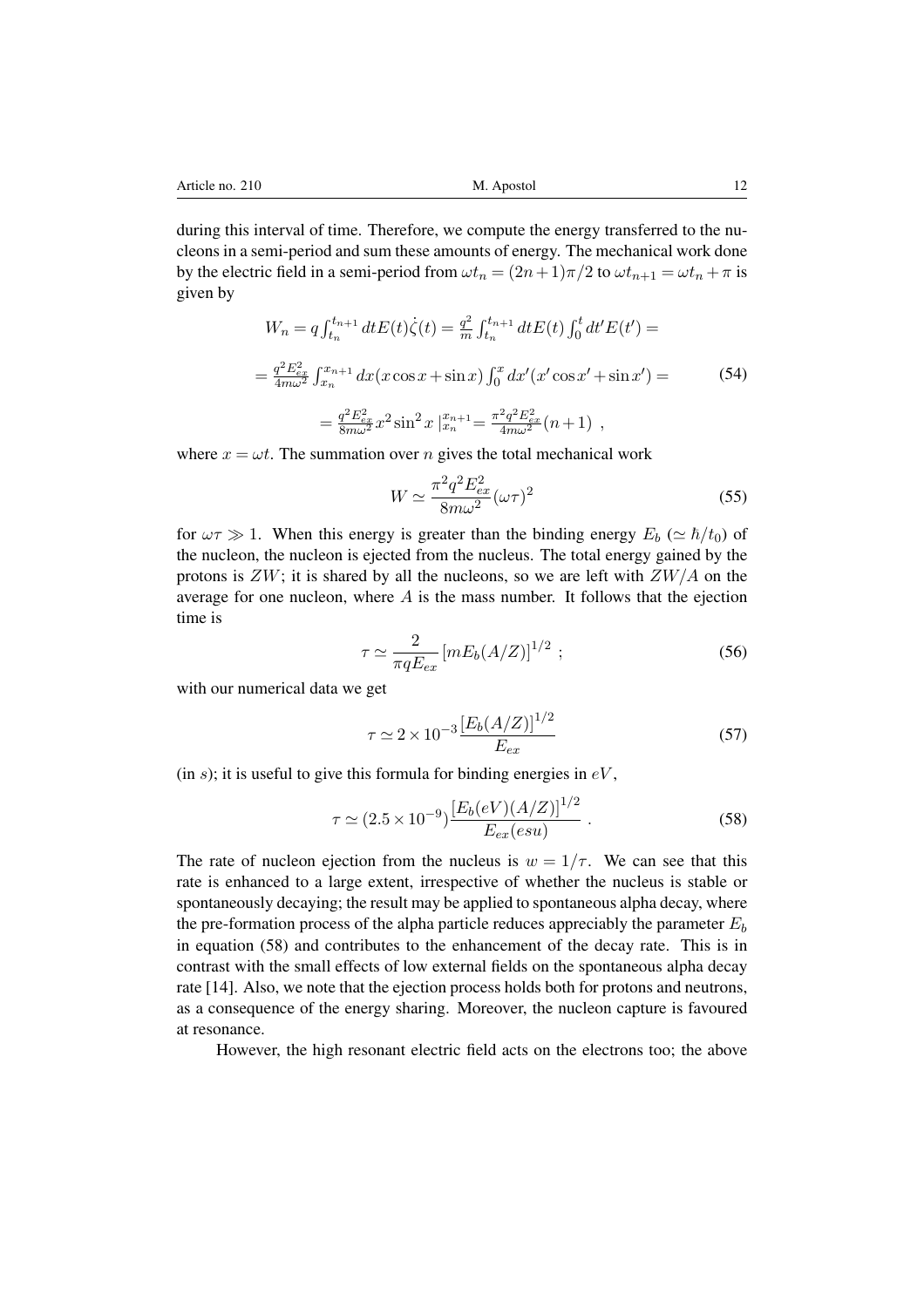during this interval of time. Therefore, we compute the energy transferred to the nucleons in a semi-period and sum these amounts of energy. The mechanical work done by the electric field in a semi-period from $\omega t_n = (2n+1)\pi/2$ to $\omega t_{n+1} = \omega t_n + \pi$ is given by

$$
\begin{gathered}
W_n = q\int_{t_n}^{t_{n+1}} dt E(t)\dot{\zeta}(t) = \frac{q^2}{m}\int_{t_n}^{t_{n+1}} dt E(t)\int_0^t dt' E(t') = \\
= \frac{q^2 E_{ex}^2}{4m\omega^2}\int_{x_n}^{x_{n+1}} dx (x\cos x + \sin x)\int_0^x dx' (x'\cos x' + \sin x') = \\
= \frac{q^2 E_{ex}^2}{8m\omega^2} x^2 \sin^2 x \,|_{x_n}^{x_{n+1}} = \frac{\pi^2 q^2 E_{ex}^2}{4m\omega^2}(n+1) \ ,
\end{gathered}
\tag{54}
$$

where $x = \omega t$. The summation over $n$ gives the total mechanical work

$$
W \simeq \frac{\pi^2 q^2 E_{ex}^2}{8m\omega^2}(\omega\tau)^2
\tag{55}
$$

for $\omega\tau \gg 1$. When this energy is greater than the binding energy $E_b$ ($\simeq \hbar/t_0$) of the nucleon, the nucleon is ejected from the nucleus. The total energy gained by the protons is $ZW$; it is shared by all the nucleons, so we are left with $ZW/A$ on the average for one nucleon, where $A$ is the mass number. It follows that the ejection time is

$$
\tau \simeq \frac{2}{\pi q E_{ex}}\left[m E_b (A/Z)\right]^{1/2} \ ;
\tag{56}
$$

with our numerical data we get

$$
\tau \simeq 2\times 10^{-3}\frac{\left[E_b (A/Z)\right]^{1/2}}{E_{ex}}
\tag{57}
$$

(in $s$); it is useful to give this formula for binding energies in $eV$,

$$
\tau \simeq (2.5\times 10^{-9})\frac{\left[E_b(eV)(A/Z)\right]^{1/2}}{E_{ex}(esu)} \ .
\tag{58}
$$

The rate of nucleon ejection from the nucleus is $w = 1/\tau$. We can see that this rate is enhanced to a large extent, irrespective of whether the nucleus is stable or spontaneously decaying; the result may be applied to spontaneous alpha decay, where the pre-formation process of the alpha particle reduces appreciably the parameter $E_b$ in equation (58) and contributes to the enhancement of the decay rate. This is in contrast with the small effects of low external fields on the spontaneous alpha decay rate [14]. Also, we note that the ejection process holds both for protons and neutrons, as a consequence of the energy sharing. Moreover, the nucleon capture is favoured at resonance.

However, the high resonant electric field acts on the electrons too; the above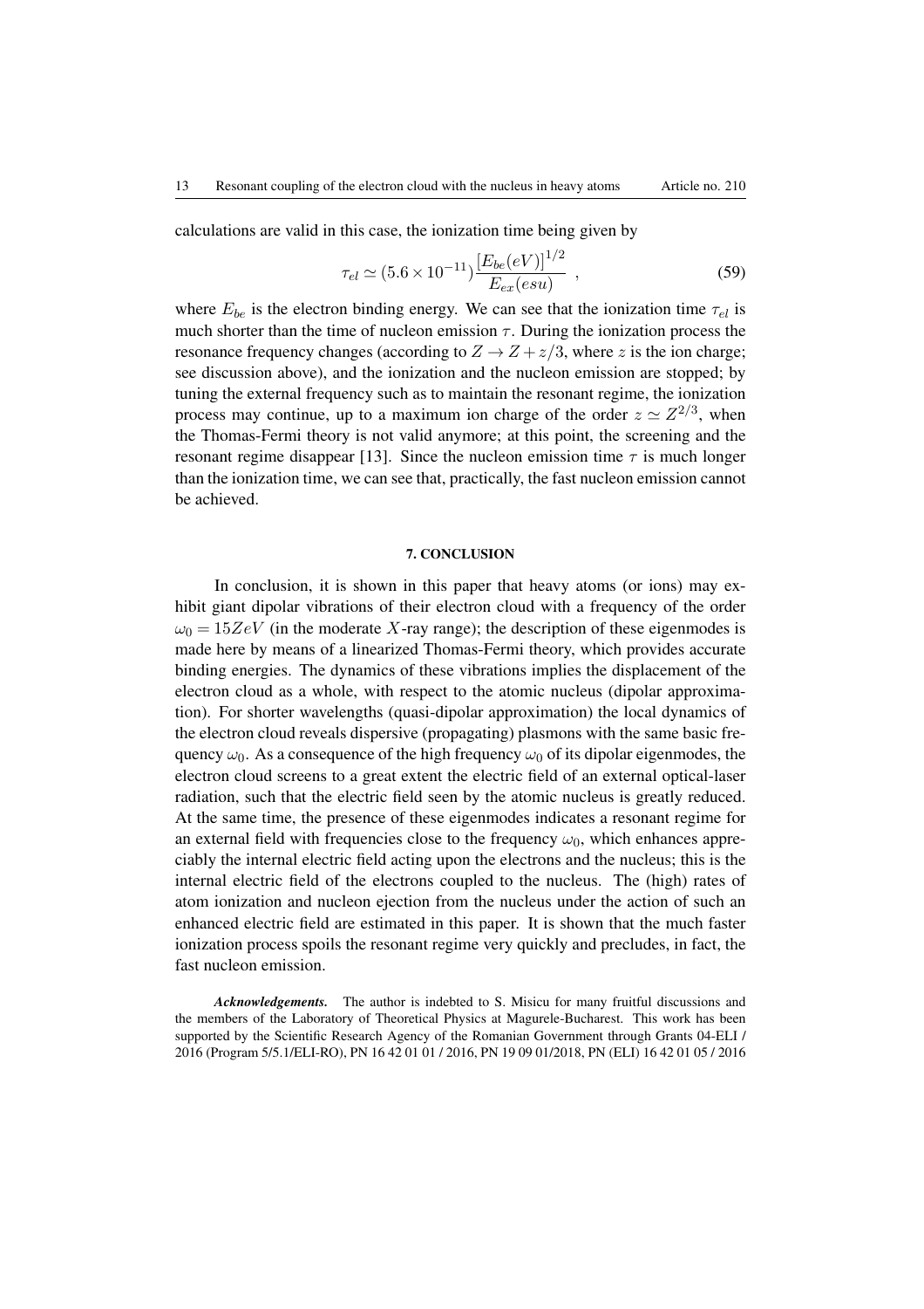calculations are valid in this case, the ionization time being given by

$$\tau_{el} \simeq (5.6 \times 10^{-11}) \frac{[E_{be}(eV)]^{1/2}}{E_{ex}(esu)} \ , \tag{59}$$

where $E_{be}$ is the electron binding energy. We can see that the ionization time $\tau_{el}$ is much shorter than the time of nucleon emission $\tau$. During the ionization process the resonance frequency changes (according to $Z \rightarrow Z + z/3$, where $z$ is the ion charge; see discussion above), and the ionization and the nucleon emission are stopped; by tuning the external frequency such as to maintain the resonant regime, the ionization process may continue, up to a maximum ion charge of the order $z \simeq Z^{2/3}$, when the Thomas-Fermi theory is not valid anymore; at this point, the screening and the resonant regime disappear [13]. Since the nucleon emission time $\tau$ is much longer than the ionization time, we can see that, practically, the fast nucleon emission cannot be achieved.

## 7. CONCLUSION

In conclusion, it is shown in this paper that heavy atoms (or ions) may exhibit giant dipolar vibrations of their electron cloud with a frequency of the order $\omega_0 = 15ZeV$ (in the moderate $X$-ray range); the description of these eigenmodes is made here by means of a linearized Thomas-Fermi theory, which provides accurate binding energies. The dynamics of these vibrations implies the displacement of the electron cloud as a whole, with respect to the atomic nucleus (dipolar approximation). For shorter wavelengths (quasi-dipolar approximation) the local dynamics of the electron cloud reveals dispersive (propagating) plasmons with the same basic frequency $\omega_0$. As a consequence of the high frequency $\omega_0$ of its dipolar eigenmodes, the electron cloud screens to a great extent the electric field of an external optical-laser radiation, such that the electric field seen by the atomic nucleus is greatly reduced. At the same time, the presence of these eigenmodes indicates a resonant regime for an external field with frequencies close to the frequency $\omega_0$, which enhances appreciably the internal electric field acting upon the electrons and the nucleus; this is the internal electric field of the electrons coupled to the nucleus. The (high) rates of atom ionization and nucleon ejection from the nucleus under the action of such an enhanced electric field are estimated in this paper. It is shown that the much faster ionization process spoils the resonant regime very quickly and precludes, in fact, the fast nucleon emission.

***Acknowledgements.*** The author is indebted to S. Misicu for many fruitful discussions and the members of the Laboratory of Theoretical Physics at Magurele-Bucharest. This work has been supported by the Scientific Research Agency of the Romanian Government through Grants 04-ELI / 2016 (Program 5/5.1/ELI-RO), PN 16 42 01 01 / 2016, PN 19 09 01/2018, PN (ELI) 16 42 01 05 / 2016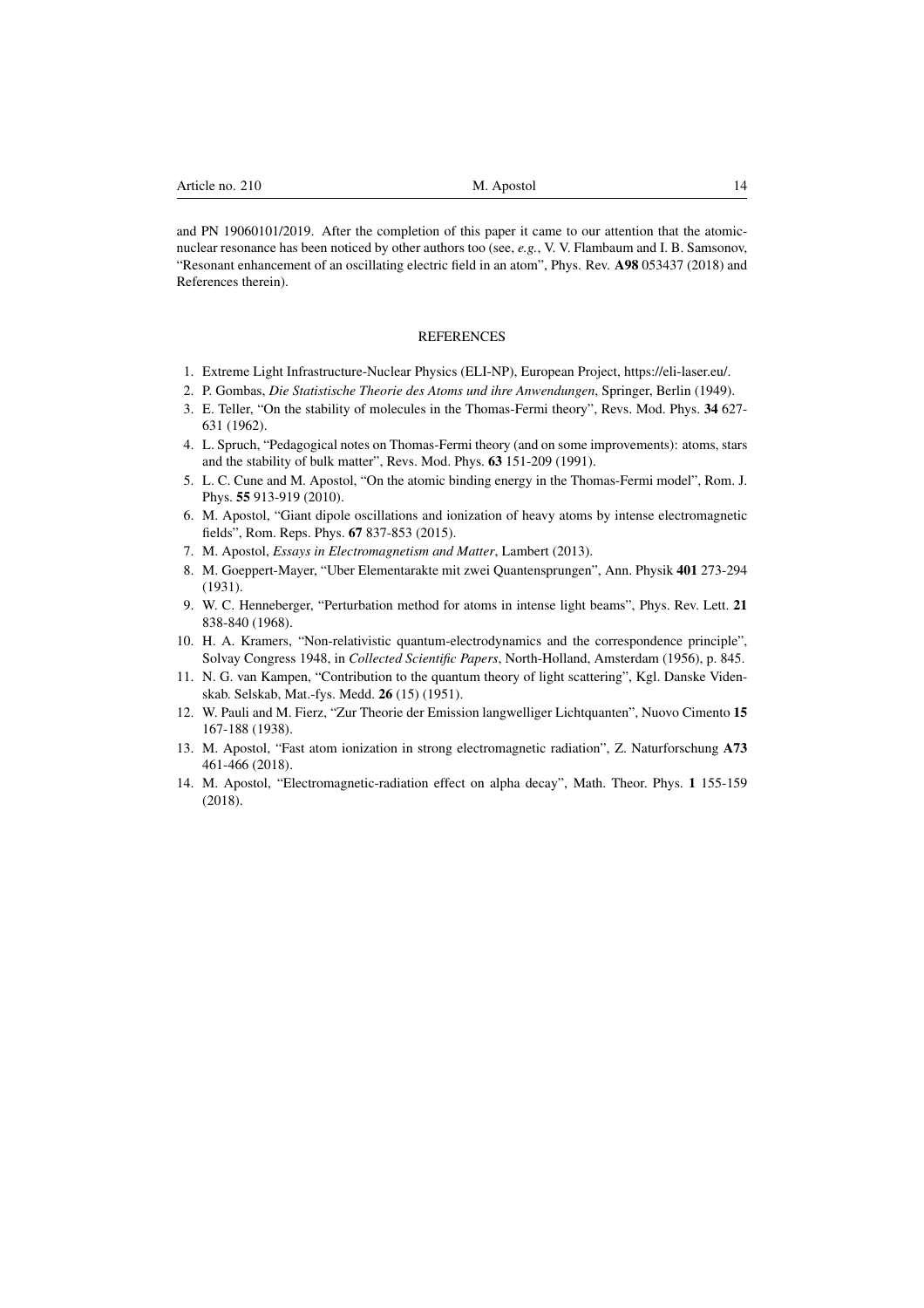and PN 19060101/2019. After the completion of this paper it came to our attention that the atomic-nuclear resonance has been noticed by other authors too (see, *e.g.*, V. V. Flambaum and I. B. Samsonov, "Resonant enhancement of an oscillating electric field in an atom", Phys. Rev. **A98** 053437 (2018) and References therein).

## REFERENCES

1. Extreme Light Infrastructure-Nuclear Physics (ELI-NP), European Project, https://eli-laser.eu/.
2. P. Gombas, *Die Statistische Theorie des Atoms und ihre Anwendungen*, Springer, Berlin (1949).
3. E. Teller, "On the stability of molecules in the Thomas-Fermi theory", Revs. Mod. Phys. **34** 627-631 (1962).
4. L. Spruch, "Pedagogical notes on Thomas-Fermi theory (and on some improvements): atoms, stars and the stability of bulk matter", Revs. Mod. Phys. **63** 151-209 (1991).
5. L. C. Cune and M. Apostol, "On the atomic binding energy in the Thomas-Fermi model", Rom. J. Phys. **55** 913-919 (2010).
6. M. Apostol, "Giant dipole oscillations and ionization of heavy atoms by intense electromagnetic fields", Rom. Reps. Phys. **67** 837-853 (2015).
7. M. Apostol, *Essays in Electromagnetism and Matter*, Lambert (2013).
8. M. Goeppert-Mayer, "Uber Elementarakte mit zwei Quantensprungen", Ann. Physik **401** 273-294 (1931).
9. W. C. Henneberger, "Perturbation method for atoms in intense light beams", Phys. Rev. Lett. **21** 838-840 (1968).
10. H. A. Kramers, "Non-relativistic quantum-electrodynamics and the correspondence principle", Solvay Congress 1948, in *Collected Scientific Papers*, North-Holland, Amsterdam (1956), p. 845.
11. N. G. van Kampen, "Contribution to the quantum theory of light scattering", Kgl. Danske Videnskab. Selskab, Mat.-fys. Medd. **26** (15) (1951).
12. W. Pauli and M. Fierz, "Zur Theorie der Emission langwelliger Lichtquanten", Nuovo Cimento **15** 167-188 (1938).
13. M. Apostol, "Fast atom ionization in strong electromagnetic radiation", Z. Naturforschung **A73** 461-466 (2018).
14. M. Apostol, "Electromagnetic-radiation effect on alpha decay", Math. Theor. Phys. **1** 155-159 (2018).